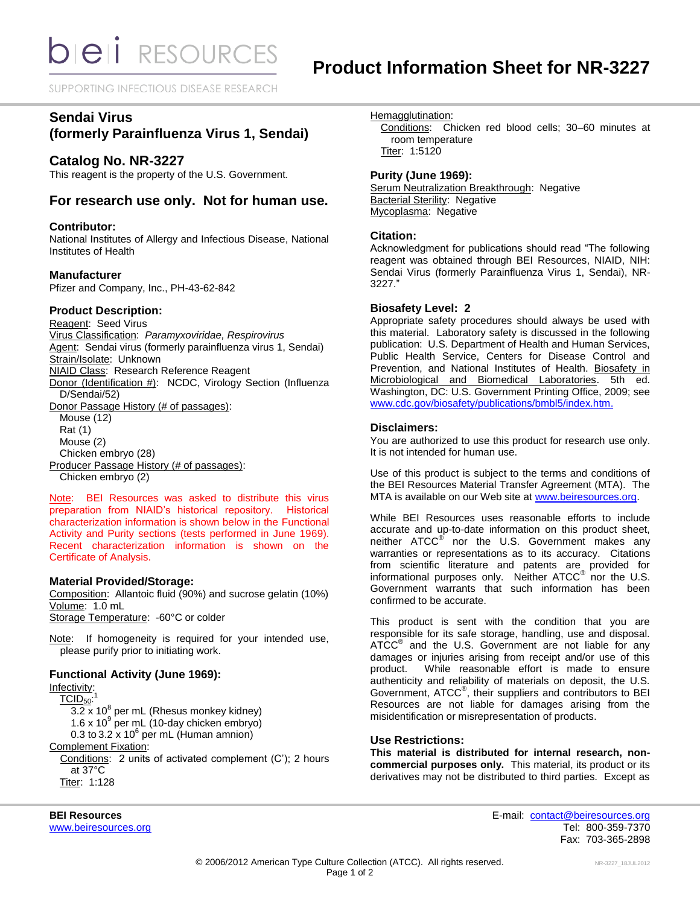# Product Information Sheet for NR-3227

## Sendai Virus (formerly Parainfluenza Virus 1, Sendai)

## Catalog No. NR-3227

This reagent is the property of the U.S. Government.

## For research use only. Not for human use.

### Contributor:

National Institutes of Allergy and Infectious Disease, National Institutes of Health

### Manufacturer

Pfizer and Company, Inc., PH-43-62-842

### Product Description:

Reagent: Seed Virus
Virus Classification: *Paramyxoviridae, Respirovirus*
Agent: Sendai virus (formerly parainfluenza virus 1, Sendai)
Strain/Isolate: Unknown
NIAID Class: Research Reference Reagent
Donor (Identification #): NCDC, Virology Section (Influenza D/Sendai/52)
Donor Passage History (# of passages):
- Mouse (12)
- Rat (1)
- Mouse (2)
- Chicken embryo (28)

Producer Passage History (# of passages):
- Chicken embryo (2)

Note: BEI Resources was asked to distribute this virus preparation from NIAID's historical repository. Historical characterization information is shown below in the Functional Activity and Purity sections (tests performed in June 1969). Recent characterization information is shown on the Certificate of Analysis.

### Material Provided/Storage:

Composition: Allantoic fluid (90%) and sucrose gelatin (10%)
Volume: 1.0 mL
Storage Temperature: -60°C or colder

Note: If homogeneity is required for your intended use, please purify prior to initiating work.

### Functional Activity (June 1969):

Infectivity:
- $TCID_{50}$:[1]
  - $3.2 \times 10^8$ per mL (Rhesus monkey kidney)
  - $1.6 \times 10^9$ per mL (10-day chicken embryo)
  - 0.3 to $3.2 \times 10^6$ per mL (Human amnion)

Complement Fixation:
- Conditions: 2 units of activated complement (C'); 2 hours at 37°C
- Titer: 1:128

Hemagglutination:
- Conditions: Chicken red blood cells; 30–60 minutes at room temperature
- Titer: 1:5120

### Purity (June 1969):

Serum Neutralization Breakthrough: Negative
Bacterial Sterility: Negative
Mycoplasma: Negative

### Citation:

Acknowledgment for publications should read "The following reagent was obtained through BEI Resources, NIAID, NIH: Sendai Virus (formerly Parainfluenza Virus 1, Sendai), NR-3227."

### Biosafety Level: 2

Appropriate safety procedures should always be used with this material. Laboratory safety is discussed in the following publication: U.S. Department of Health and Human Services, Public Health Service, Centers for Disease Control and Prevention, and National Institutes of Health. Biosafety in Microbiological and Biomedical Laboratories. 5th ed. Washington, DC: U.S. Government Printing Office, 2009; see www.cdc.gov/biosafety/publications/bmbl5/index.htm.

### Disclaimers:

You are authorized to use this product for research use only. It is not intended for human use.

Use of this product is subject to the terms and conditions of the BEI Resources Material Transfer Agreement (MTA). The MTA is available on our Web site at www.beiresources.org.

While BEI Resources uses reasonable efforts to include accurate and up-to-date information on this product sheet, neither ATCC® nor the U.S. Government makes any warranties or representations as to its accuracy. Citations from scientific literature and patents are provided for informational purposes only. Neither ATCC® nor the U.S. Government warrants that such information has been confirmed to be accurate.

This product is sent with the condition that you are responsible for its safe storage, handling, use and disposal. ATCC® and the U.S. Government are not liable for any damages or injuries arising from receipt and/or use of this product. While reasonable effort is made to ensure authenticity and reliability of materials on deposit, the U.S. Government, ATCC®, their suppliers and contributors to BEI Resources are not liable for damages arising from the misidentification or misrepresentation of products.

### Use Restrictions:

**This material is distributed for internal research, non-commercial purposes only.** This material, its product or its derivatives may not be distributed to third parties. Except as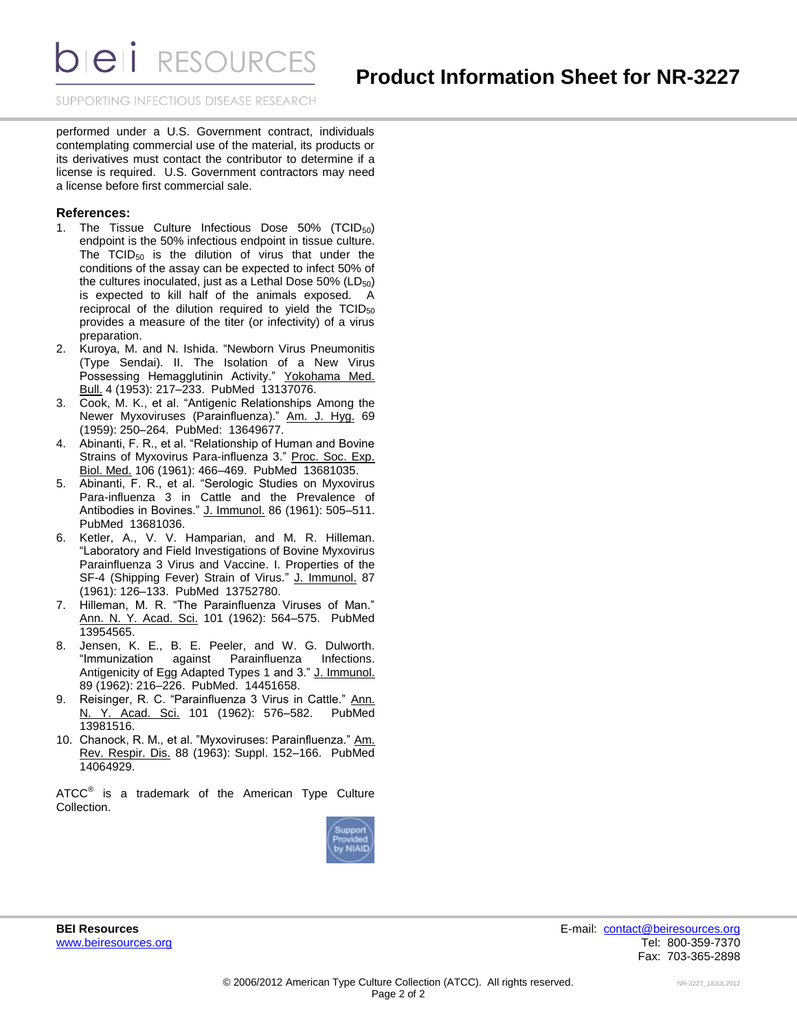performed under a U.S. Government contract, individuals contemplating commercial use of the material, its products or its derivatives must contact the contributor to determine if a license is required. U.S. Government contractors may need a license before first commercial sale.

## References:

1. The Tissue Culture Infectious Dose 50% ($TCID_{50}$) endpoint is the 50% infectious endpoint in tissue culture. The $TCID_{50}$ is the dilution of virus that under the conditions of the assay can be expected to infect 50% of the cultures inoculated, just as a Lethal Dose 50% ($LD_{50}$) is expected to kill half of the animals exposed. A reciprocal of the dilution required to yield the $TCID_{50}$ provides a measure of the titer (or infectivity) of a virus preparation.
2. Kuroya, M. and N. Ishida. "Newborn Virus Pneumonitis (Type Sendai). II. The Isolation of a New Virus Possessing Hemagglutinin Activity." Yokohama Med. Bull. 4 (1953): 217–233. PubMed 13137076.
3. Cook, M. K., et al. "Antigenic Relationships Among the Newer Myxoviruses (Parainfluenza)." Am. J. Hyg. 69 (1959): 250–264. PubMed: 13649677.
4. Abinanti, F. R., et al. "Relationship of Human and Bovine Strains of Myxovirus Para-influenza 3." Proc. Soc. Exp. Biol. Med. 106 (1961): 466–469. PubMed 13681035.
5. Abinanti, F. R., et al. "Serologic Studies on Myxovirus Para-influenza 3 in Cattle and the Prevalence of Antibodies in Bovines." J. Immunol. 86 (1961): 505–511. PubMed 13681036.
6. Ketler, A., V. V. Hamparian, and M. R. Hilleman. "Laboratory and Field Investigations of Bovine Myxovirus Parainfluenza 3 Virus and Vaccine. I. Properties of the SF-4 (Shipping Fever) Strain of Virus." J. Immunol. 87 (1961): 126–133. PubMed 13752780.
7. Hilleman, M. R. "The Parainfluenza Viruses of Man." Ann. N. Y. Acad. Sci. 101 (1962): 564–575. PubMed 13954565.
8. Jensen, K. E., B. E. Peeler, and W. G. Dulworth. "Immunization against Parainfluenza Infections. Antigenicity of Egg Adapted Types 1 and 3." J. Immunol. 89 (1962): 216–226. PubMed. 14451658.
9. Reisinger, R. C. "Parainfluenza 3 Virus in Cattle." Ann. N. Y. Acad. Sci. 101 (1962): 576–582. PubMed 13981516.
10. Chanock, R. M., et al. "Myxoviruses: Parainfluenza." Am. Rev. Respir. Dis. 88 (1963): Suppl. 152–166. PubMed 14064929.

ATCC® is a trademark of the American Type Culture Collection.

Support Provided by NIAID

**BEI Resources**
www.beiresources.org

E-mail: contact@beiresources.org
Tel: 800-359-7370
Fax: 703-365-2898

© 2006/2012 American Type Culture Collection (ATCC). All rights reserved.

NR-3227_18JUL2012